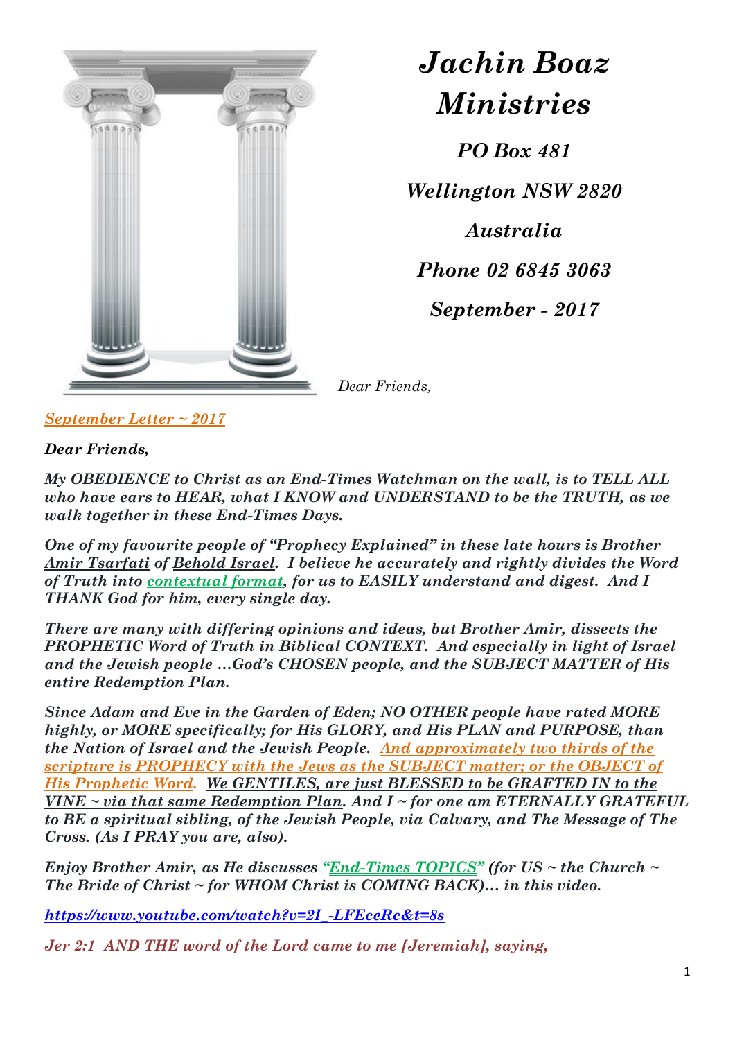# Jachin Boaz Ministries

*PO Box 481*

*Wellington NSW 2820*

*Australia*

*Phone 02 6845 3063*

*September - 2017*

*Dear Friends,*

***September Letter ~ 2017***

***Dear Friends,***

***My OBEDIENCE to Christ as an End-Times Watchman on the wall, is to TELL ALL who have ears to HEAR, what I KNOW and UNDERSTAND to be the TRUTH, as we walk together in these End-Times Days.***

***One of my favourite people of "Prophecy Explained" in these late hours is Brother Amir Tsarfati of Behold Israel. I believe he accurately and rightly divides the Word of Truth into contextual format, for us to EASILY understand and digest. And I THANK God for him, every single day.***

***There are many with differing opinions and ideas, but Brother Amir, dissects the PROPHETIC Word of Truth in Biblical CONTEXT. And especially in light of Israel and the Jewish people …God's CHOSEN people, and the SUBJECT MATTER of His entire Redemption Plan.***

***Since Adam and Eve in the Garden of Eden; NO OTHER people have rated MORE highly, or MORE specifically; for His GLORY, and His PLAN and PURPOSE, than the Nation of Israel and the Jewish People. And approximately two thirds of the scripture is PROPHECY with the Jews as the SUBJECT matter; or the OBJECT of His Prophetic Word. We GENTILES, are just BLESSED to be GRAFTED IN to the VINE ~ via that same Redemption Plan. And I ~ for one am ETERNALLY GRATEFUL to BE a spiritual sibling, of the Jewish People, via Calvary, and The Message of The Cross. (As I PRAY you are, also).***

***Enjoy Brother Amir, as He discusses "End-Times TOPICS" (for US ~ the Church ~ The Bride of Christ ~ for WHOM Christ is COMING BACK)… in this video.***

***https://www.youtube.com/watch?v=2I_-LFEceRc&t=8s***

***Jer 2:1 AND THE word of the Lord came to me [Jeremiah], saying,***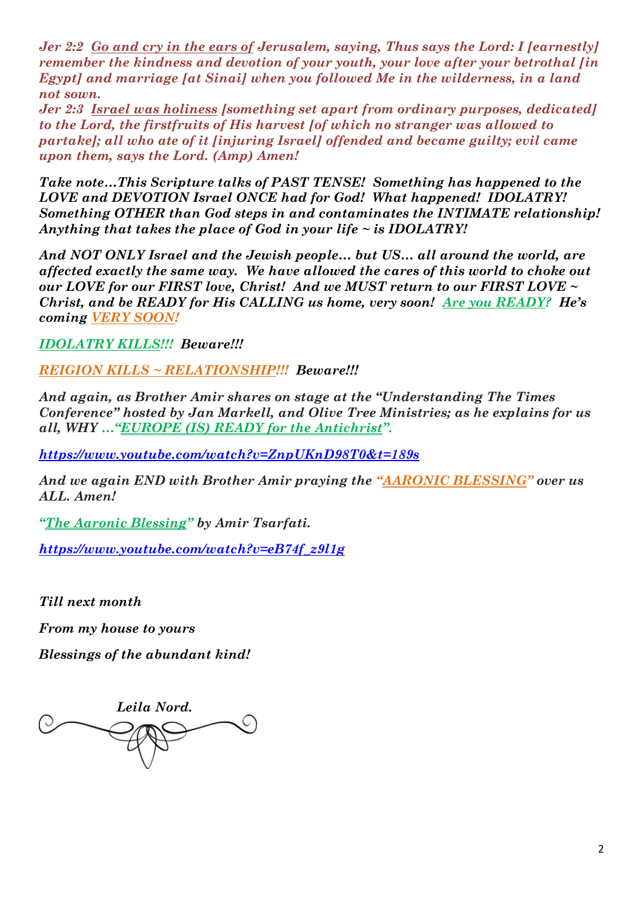***Jer 2:2** Go and cry in the ears of Jerusalem, saying, Thus says the Lord: I [earnestly] remember the kindness and devotion of your youth, your love after your betrothal [in Egypt] and marriage [at Sinai] when you followed Me in the wilderness, in a land not sown.*
***Jer 2:3** Israel was holiness [something set apart from ordinary purposes, dedicated] to the Lord, the firstfruits of His harvest [of which no stranger was allowed to partake]; all who ate of it [injuring Israel] offended and became guilty; evil came upon them, says the Lord. (Amp) Amen!*

***Take note…This Scripture talks of PAST TENSE! Something has happened to the LOVE and DEVOTION Israel ONCE had for God! What happened! IDOLATRY! Something OTHER than God steps in and contaminates the INTIMATE relationship! Anything that takes the place of God in your life ~ is IDOLATRY!***

***And NOT ONLY Israel and the Jewish people… but US… all around the world, are affected exactly the same way. We have allowed the cares of this world to choke out our LOVE for our FIRST love, Christ! And we MUST return to our FIRST LOVE ~ Christ, and be READY for His CALLING us home, very soon! Are you READY? He's coming VERY SOON!***

***IDOLATRY KILLS!!! Beware!!!***

***REIGION KILLS ~ RELATIONSHIP!!! Beware!!!***

***And again, as Brother Amir shares on stage at the "Understanding The Times Conference" hosted by Jan Markell, and Olive Tree Ministries; as he explains for us all, WHY …"EUROPE (IS) READY for the Antichrist".***

***https://www.youtube.com/watch?v=ZnpUKnD98T0&t=189s***

***And we again END with Brother Amir praying the "AARONIC BLESSING" over us ALL. Amen!***

***"The Aaronic Blessing" by Amir Tsarfati.***

***https://www.youtube.com/watch?v=eB74f_z9l1g***

***Till next month***

***From my house to yours***

***Blessings of the abundant kind!***

***Leila Nord.***